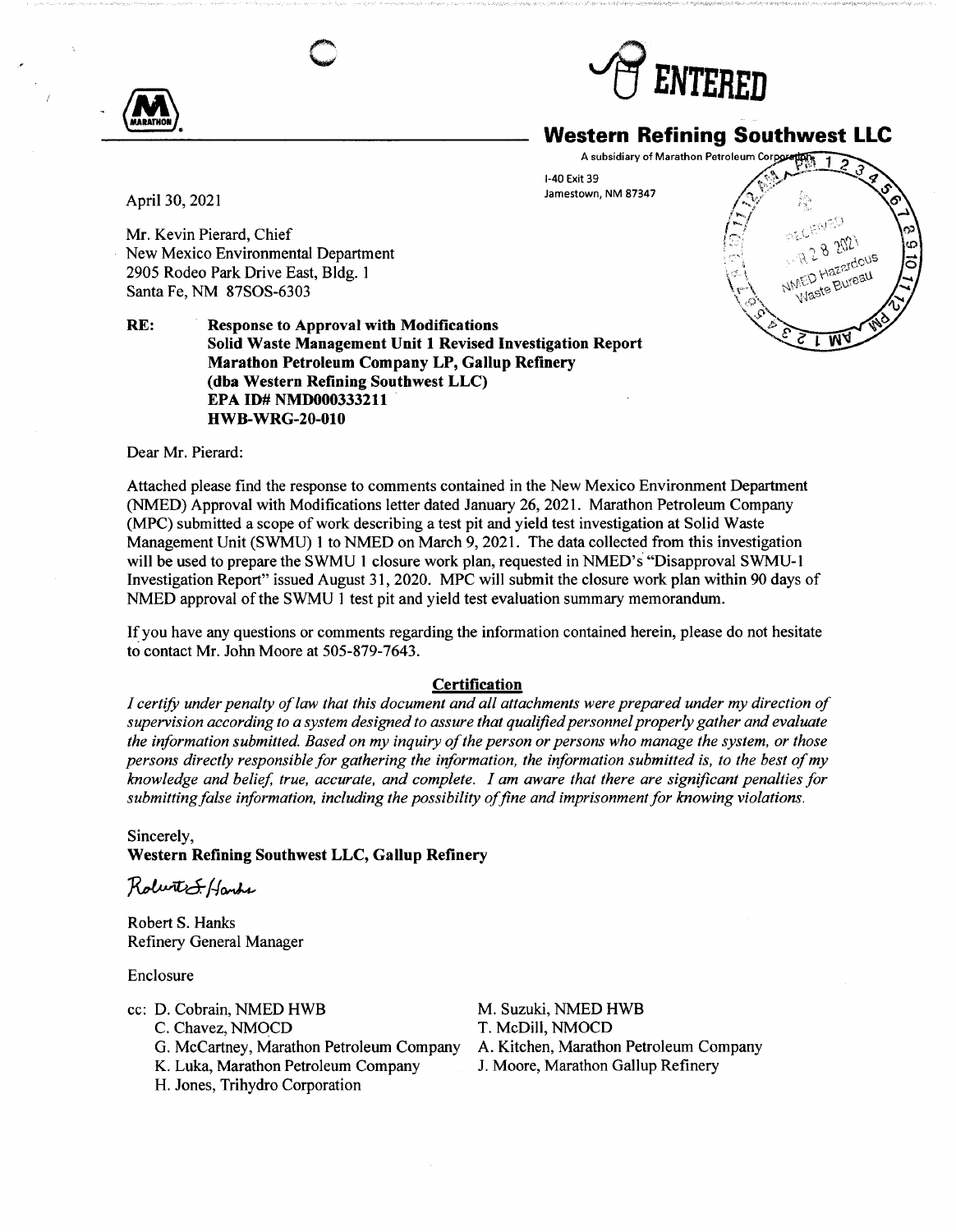ENTERED

**Western Refining Southwest LLC**

A subsidiary of Marathon Petroleum Corporation

I-40 Exit 39
Jamestown, NM 87347

April 30, 2021

Mr. Kevin Pierard, Chief
New Mexico Environmental Department
2905 Rodeo Park Drive East, Bldg. 1
Santa Fe, NM 87505-6303

**RE: Response to Approval with Modifications**
**Solid Waste Management Unit 1 Revised Investigation Report**
**Marathon Petroleum Company LP, Gallup Refinery**
**(dba Western Refining Southwest LLC)**
**EPA ID# NMD000333211**
**HWB-WRG-20-010**

Dear Mr. Pierard:

Attached please find the response to comments contained in the New Mexico Environment Department (NMED) Approval with Modifications letter dated January 26, 2021. Marathon Petroleum Company (MPC) submitted a scope of work describing a test pit and yield test investigation at Solid Waste Management Unit (SWMU) 1 to NMED on March 9, 2021. The data collected from this investigation will be used to prepare the SWMU 1 closure work plan, requested in NMED's "Disapproval SWMU-1 Investigation Report" issued August 31, 2020. MPC will submit the closure work plan within 90 days of NMED approval of the SWMU 1 test pit and yield test evaluation summary memorandum.

If you have any questions or comments regarding the information contained herein, please do not hesitate to contact Mr. John Moore at 505-879-7643.

**Certification**

*I certify under penalty of law that this document and all attachments were prepared under my direction of supervision according to a system designed to assure that qualified personnel properly gather and evaluate the information submitted. Based on my inquiry of the person or persons who manage the system, or those persons directly responsible for gathering the information, the information submitted is, to the best of my knowledge and belief, true, accurate, and complete. I am aware that there are significant penalties for submitting false information, including the possibility of fine and imprisonment for knowing violations.*

Sincerely,
**Western Refining Southwest LLC, Gallup Refinery**

Robert S. Hanks

Robert S. Hanks
Refinery General Manager

Enclosure

cc: D. Cobrain, NMED HWB
C. Chavez, NMOCD
G. McCartney, Marathon Petroleum Company
K. Luka, Marathon Petroleum Company
H. Jones, Trihydro Corporation
M. Suzuki, NMED HWB
T. McDill, NMOCD
A. Kitchen, Marathon Petroleum Company
J. Moore, Marathon Gallup Refinery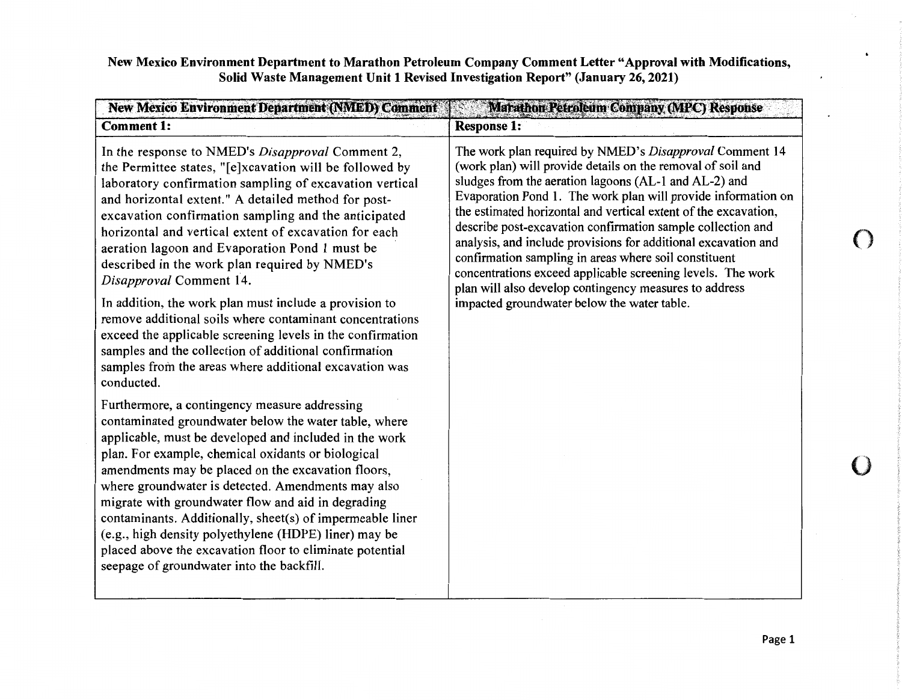**New Mexico Environment Department to Marathon Petroleum Company Comment Letter "Approval with Modifications, Solid Waste Management Unit 1 Revised Investigation Report" (January 26, 2021)**

| New Mexico Environment Department (NMED) Comment | Marathon Petroleum Company (MPC) Response |
|---|---|
| **Comment 1:** | **Response 1:** |
| In the response to NMED's *Disapproval* Comment 2, the Permittee states, "[e]xcavation will be followed by laboratory confirmation sampling of excavation vertical and horizontal extent." A detailed method for post-excavation confirmation sampling and the anticipated horizontal and vertical extent of excavation for each aeration lagoon and Evaporation Pond 1 must be described in the work plan required by NMED's *Disapproval* Comment 14.<br><br>In addition, the work plan must include a provision to remove additional soils where contaminant concentrations exceed the applicable screening levels in the confirmation samples and the collection of additional confirmation samples from the areas where additional excavation was conducted.<br><br>Furthermore, a contingency measure addressing contaminated groundwater below the water table, where applicable, must be developed and included in the work plan. For example, chemical oxidants or biological amendments may be placed on the excavation floors, where groundwater is detected. Amendments may also migrate with groundwater flow and aid in degrading contaminants. Additionally, sheet(s) of impermeable liner (e.g., high density polyethylene (HDPE) liner) may be placed above the excavation floor to eliminate potential seepage of groundwater into the backfill. | The work plan required by NMED's *Disapproval* Comment 14 (work plan) will provide details on the removal of soil and sludges from the aeration lagoons (AL-1 and AL-2) and Evaporation Pond 1. The work plan will provide information on the estimated horizontal and vertical extent of the excavation, describe post-excavation confirmation sample collection and analysis, and include provisions for additional excavation and confirmation sampling in areas where soil constituent concentrations exceed applicable screening levels. The work plan will also develop contingency measures to address impacted groundwater below the water table. |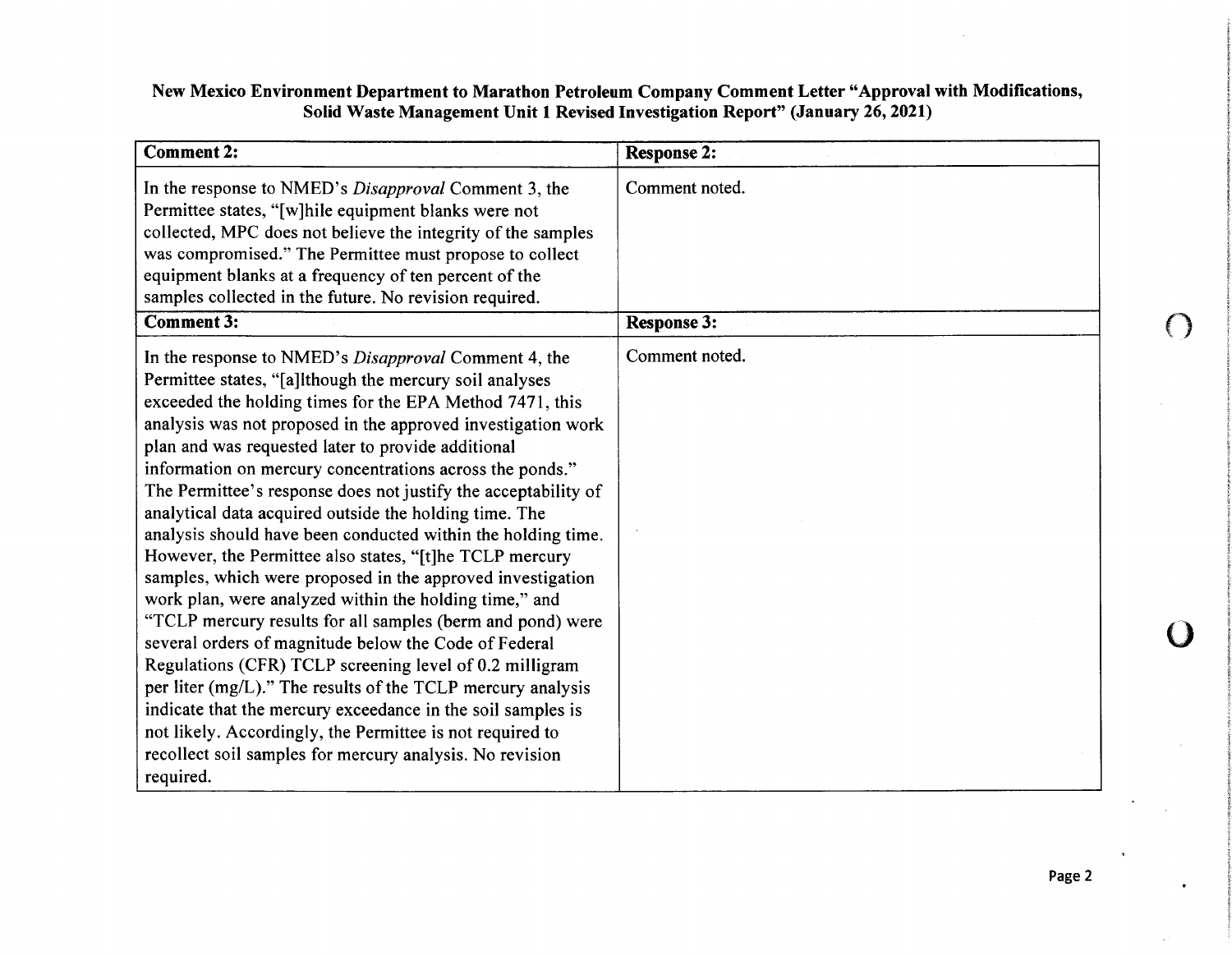**New Mexico Environment Department to Marathon Petroleum Company Comment Letter "Approval with Modifications, Solid Waste Management Unit 1 Revised Investigation Report" (January 26, 2021)**

| **Comment 2:** | **Response 2:** |
|---|---|
| In the response to NMED's *Disapproval* Comment 3, the Permittee states, "[w]hile equipment blanks were not collected, MPC does not believe the integrity of the samples was compromised." The Permittee must propose to collect equipment blanks at a frequency of ten percent of the samples collected in the future. No revision required. | Comment noted. |
| **Comment 3:** | **Response 3:** |
| In the response to NMED's *Disapproval* Comment 4, the Permittee states, "[a]lthough the mercury soil analyses exceeded the holding times for the EPA Method 7471, this analysis was not proposed in the approved investigation work plan and was requested later to provide additional information on mercury concentrations across the ponds." The Permittee's response does not justify the acceptability of analytical data acquired outside the holding time. The analysis should have been conducted within the holding time. However, the Permittee also states, "[t]he TCLP mercury samples, which were proposed in the approved investigation work plan, were analyzed within the holding time," and "TCLP mercury results for all samples (berm and pond) were several orders of magnitude below the Code of Federal Regulations (CFR) TCLP screening level of 0.2 milligram per liter (mg/L)." The results of the TCLP mercury analysis indicate that the mercury exceedance in the soil samples is not likely. Accordingly, the Permittee is not required to recollect soil samples for mercury analysis. No revision required. | Comment noted. |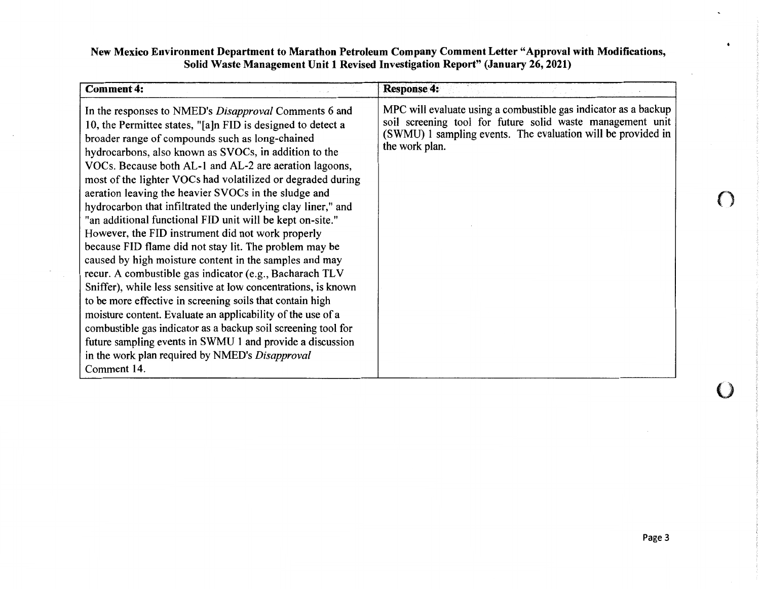**New Mexico Environment Department to Marathon Petroleum Company Comment Letter "Approval with Modifications, Solid Waste Management Unit 1 Revised Investigation Report" (January 26, 2021)**

| Comment 4: | Response 4: |
|---|---|
| In the responses to NMED's *Disapproval* Comments 6 and 10, the Permittee states, "[a]n FID is designed to detect a broader range of compounds such as long-chained hydrocarbons, also known as SVOCs, in addition to the VOCs. Because both AL-1 and AL-2 are aeration lagoons, most of the lighter VOCs had volatilized or degraded during aeration leaving the heavier SVOCs in the sludge and hydrocarbon that infiltrated the underlying clay liner," and "an additional functional FID unit will be kept on-site." However, the FID instrument did not work properly because FID flame did not stay lit. The problem may be caused by high moisture content in the samples and may recur. A combustible gas indicator (e.g., Bacharach TLV Sniffer), while less sensitive at low concentrations, is known to be more effective in screening soils that contain high moisture content. Evaluate an applicability of the use of a combustible gas indicator as a backup soil screening tool for future sampling events in SWMU 1 and provide a discussion in the work plan required by NMED's *Disapproval* Comment 14. | MPC will evaluate using a combustible gas indicator as a backup soil screening tool for future solid waste management unit (SWMU) 1 sampling events. The evaluation will be provided in the work plan. |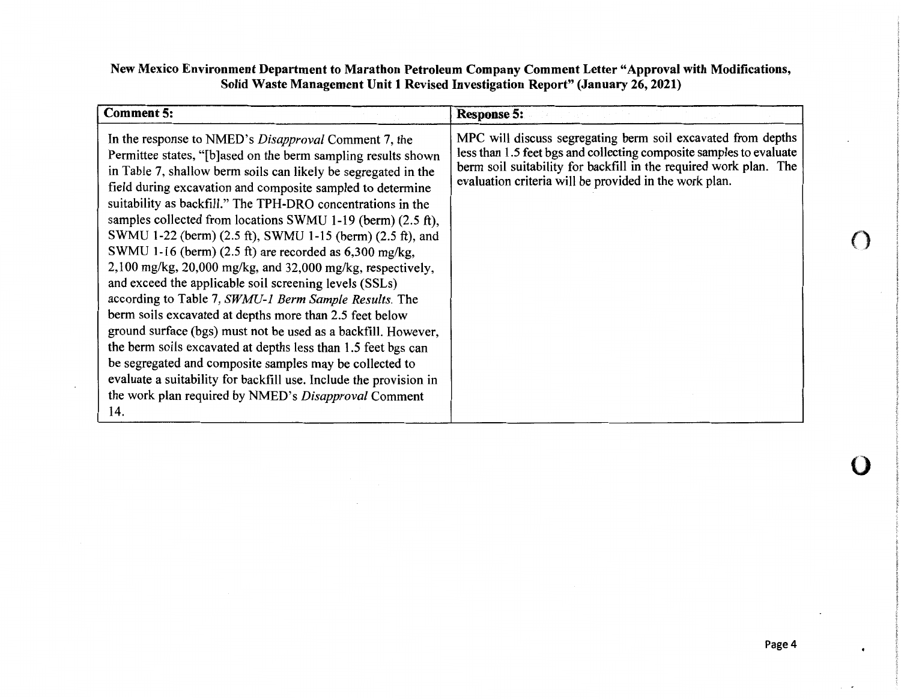| Comment 5: | Response 5: |
|---|---|
| In the response to NMED's *Disapproval* Comment 7, the Permittee states, "[b]ased on the berm sampling results shown in Table 7, shallow berm soils can likely be segregated in the field during excavation and composite sampled to determine suitability as backfill." The TPH-DRO concentrations in the samples collected from locations SWMU 1-19 (berm) (2.5 ft), SWMU 1-22 (berm) (2.5 ft), SWMU 1-15 (berm) (2.5 ft), and SWMU 1-16 (berm) (2.5 ft) are recorded as 6,300 mg/kg, 2,100 mg/kg, 20,000 mg/kg, and 32,000 mg/kg, respectively, and exceed the applicable soil screening levels (SSLs) according to Table 7, *SWMU-1 Berm Sample Results*. The berm soils excavated at depths more than 2.5 feet below ground surface (bgs) must not be used as a backfill. However, the berm soils excavated at depths less than 1.5 feet bgs can be segregated and composite samples may be collected to evaluate a suitability for backfill use. Include the provision in the work plan required by NMED's *Disapproval* Comment 14. | MPC will discuss segregating berm soil excavated from depths less than 1.5 feet bgs and collecting composite samples to evaluate berm soil suitability for backfill in the required work plan. The evaluation criteria will be provided in the work plan. |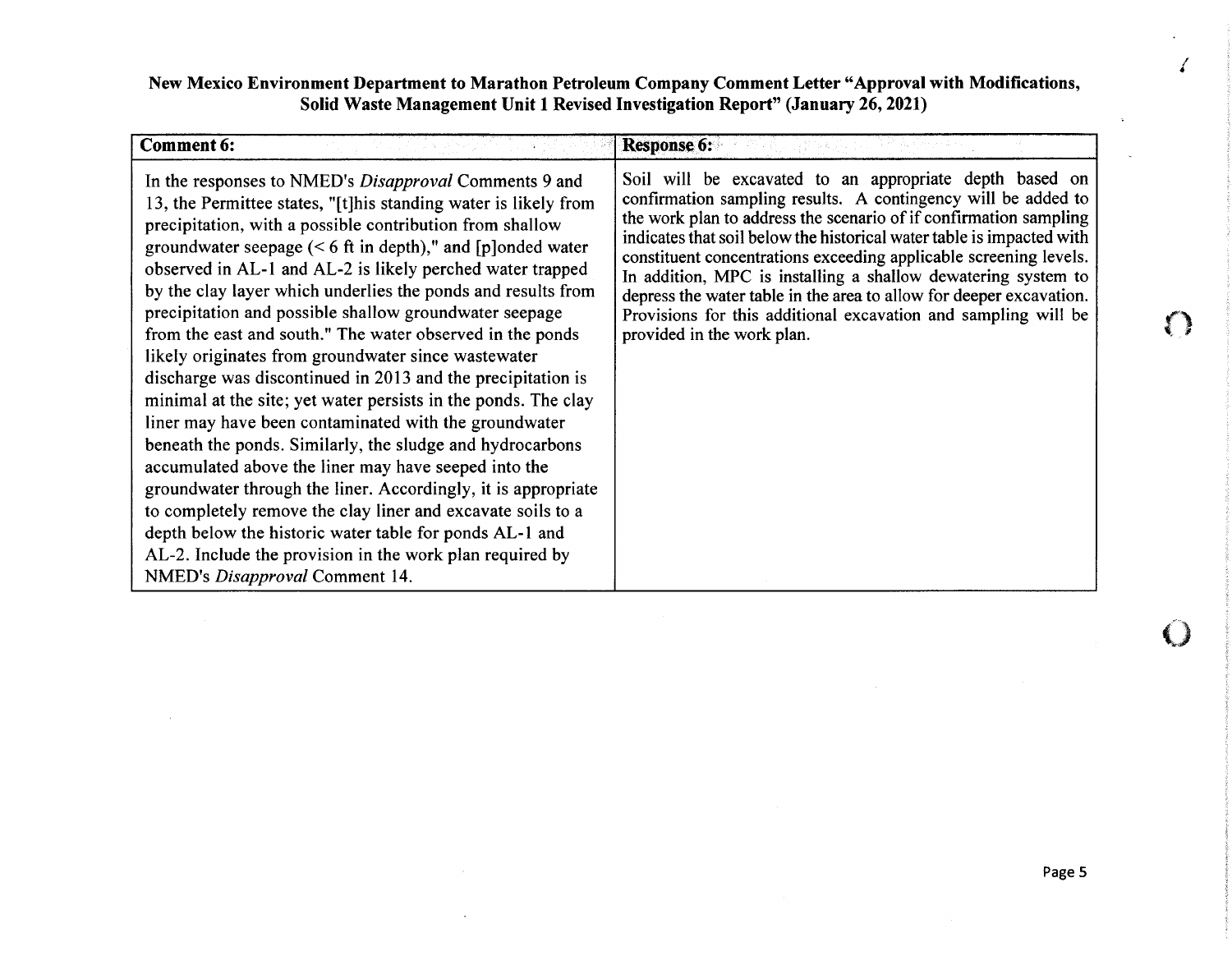**New Mexico Environment Department to Marathon Petroleum Company Comment Letter "Approval with Modifications, Solid Waste Management Unit 1 Revised Investigation Report" (January 26, 2021)**

| Comment 6: | Response 6: |
|---|---|
| In the responses to NMED's *Disapproval* Comments 9 and 13, the Permittee states, "[t]his standing water is likely from precipitation, with a possible contribution from shallow groundwater seepage (< 6 ft in depth)," and [p]onded water observed in AL-1 and AL-2 is likely perched water trapped by the clay layer which underlies the ponds and results from precipitation and possible shallow groundwater seepage from the east and south." The water observed in the ponds likely originates from groundwater since wastewater discharge was discontinued in 2013 and the precipitation is minimal at the site; yet water persists in the ponds. The clay liner may have been contaminated with the groundwater beneath the ponds. Similarly, the sludge and hydrocarbons accumulated above the liner may have seeped into the groundwater through the liner. Accordingly, it is appropriate to completely remove the clay liner and excavate soils to a depth below the historic water table for ponds AL-1 and AL-2. Include the provision in the work plan required by NMED's *Disapproval* Comment 14. | Soil will be excavated to an appropriate depth based on confirmation sampling results. A contingency will be added to the work plan to address the scenario of if confirmation sampling indicates that soil below the historical water table is impacted with constituent concentrations exceeding applicable screening levels. In addition, MPC is installing a shallow dewatering system to depress the water table in the area to allow for deeper excavation. Provisions for this additional excavation and sampling will be provided in the work plan. |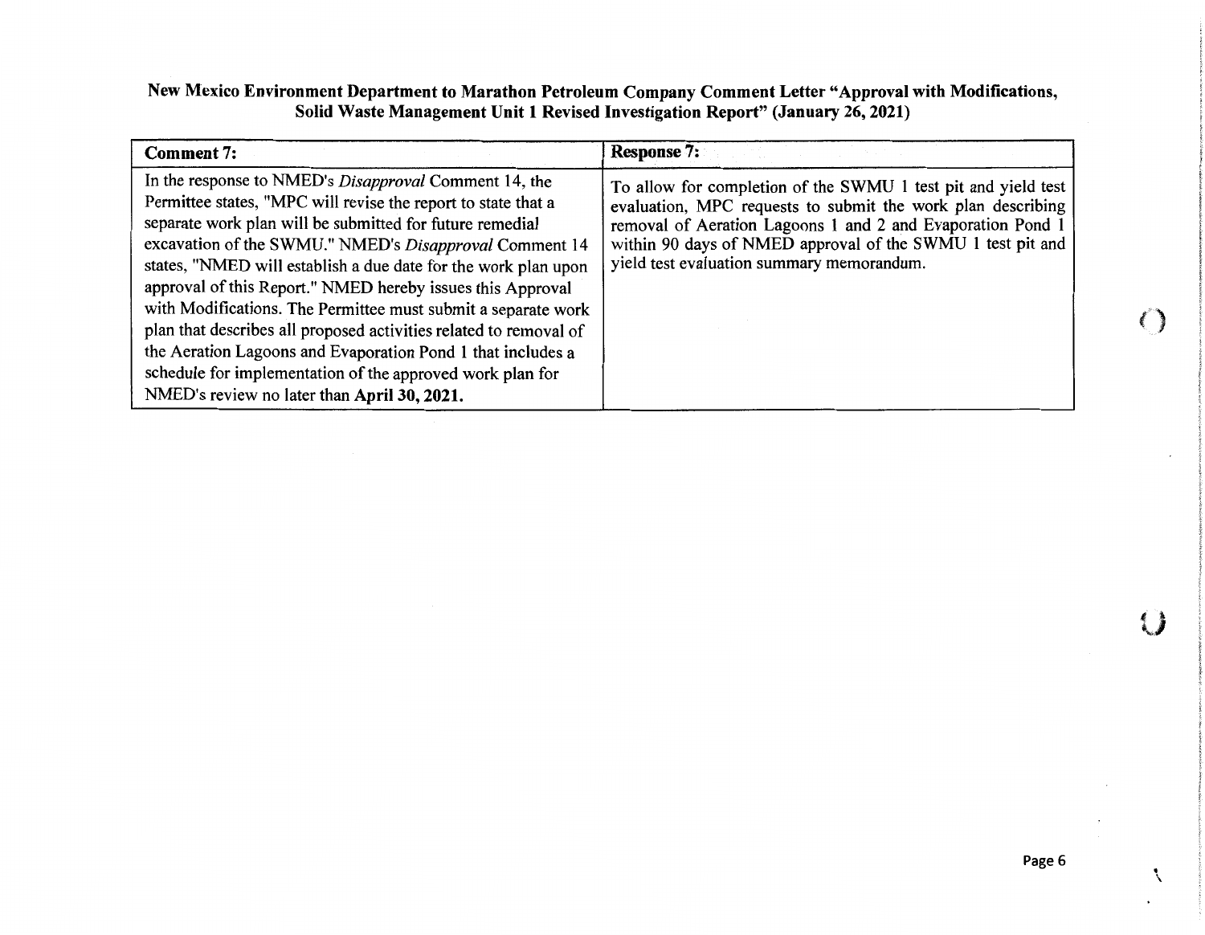**New Mexico Environment Department to Marathon Petroleum Company Comment Letter "Approval with Modifications, Solid Waste Management Unit 1 Revised Investigation Report" (January 26, 2021)**

| **Comment 7:** | **Response 7:** |
|---|---|
| In the response to NMED's *Disapproval* Comment 14, the Permittee states, "MPC will revise the report to state that a separate work plan will be submitted for future remedial excavation of the SWMU." NMED's *Disapproval* Comment 14 states, "NMED will establish a due date for the work plan upon approval of this Report." NMED hereby issues this Approval with Modifications. The Permittee must submit a separate work plan that describes all proposed activities related to removal of the Aeration Lagoons and Evaporation Pond 1 that includes a schedule for implementation of the approved work plan for NMED's review no later than **April 30, 2021.** | To allow for completion of the SWMU 1 test pit and yield test evaluation, MPC requests to submit the work plan describing removal of Aeration Lagoons 1 and 2 and Evaporation Pond 1 within 90 days of NMED approval of the SWMU 1 test pit and yield test evaluation summary memorandum. |